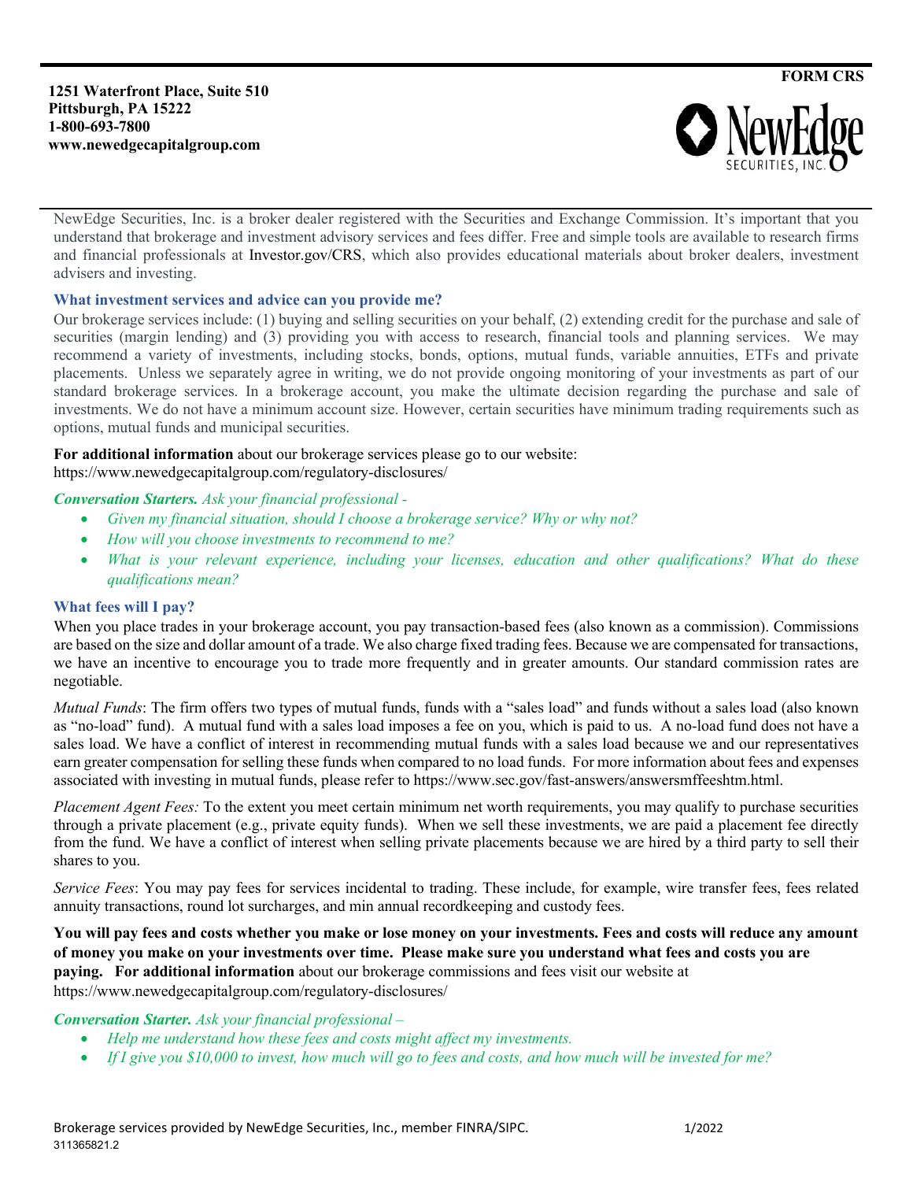**FORM CRS**

**1251 Waterfront Place, Suite 510**
**Pittsburgh, PA 15222**
**1-800-693-7800**
**www.newedgecapitalgroup.com**

NewEdge Securities, Inc.

NewEdge Securities, Inc. is a broker dealer registered with the Securities and Exchange Commission. It's important that you understand that brokerage and investment advisory services and fees differ. Free and simple tools are available to research firms and financial professionals at Investor.gov/CRS, which also provides educational materials about broker dealers, investment advisers and investing.

### What investment services and advice can you provide me?

Our brokerage services include: (1) buying and selling securities on your behalf, (2) extending credit for the purchase and sale of securities (margin lending) and (3) providing you with access to research, financial tools and planning services. We may recommend a variety of investments, including stocks, bonds, options, mutual funds, variable annuities, ETFs and private placements. Unless we separately agree in writing, we do not provide ongoing monitoring of your investments as part of our standard brokerage services. In a brokerage account, you make the ultimate decision regarding the purchase and sale of investments. We do not have a minimum account size. However, certain securities have minimum trading requirements such as options, mutual funds and municipal securities.

**For additional information** about our brokerage services please go to our website:
https://www.newedgecapitalgroup.com/regulatory-disclosures/

***Conversation Starters.*** *Ask your financial professional -*

- *Given my financial situation, should I choose a brokerage service? Why or why not?*
- *How will you choose investments to recommend to me?*
- *What is your relevant experience, including your licenses, education and other qualifications? What do these qualifications mean?*

### What fees will I pay?

When you place trades in your brokerage account, you pay transaction-based fees (also known as a commission). Commissions are based on the size and dollar amount of a trade. We also charge fixed trading fees. Because we are compensated for transactions, we have an incentive to encourage you to trade more frequently and in greater amounts. Our standard commission rates are negotiable.

*Mutual Funds*: The firm offers two types of mutual funds, funds with a "sales load" and funds without a sales load (also known as "no-load" fund). A mutual fund with a sales load imposes a fee on you, which is paid to us. A no-load fund does not have a sales load. We have a conflict of interest in recommending mutual funds with a sales load because we and our representatives earn greater compensation for selling these funds when compared to no load funds. For more information about fees and expenses associated with investing in mutual funds, please refer to https://www.sec.gov/fast-answers/answersmffeeshtm.html.

*Placement Agent Fees:* To the extent you meet certain minimum net worth requirements, you may qualify to purchase securities through a private placement (e.g., private equity funds). When we sell these investments, we are paid a placement fee directly from the fund. We have a conflict of interest when selling private placements because we are hired by a third party to sell their shares to you.

*Service Fees*: You may pay fees for services incidental to trading. These include, for example, wire transfer fees, fees related annuity transactions, round lot surcharges, and min annual recordkeeping and custody fees.

**You will pay fees and costs whether you make or lose money on your investments. Fees and costs will reduce any amount of money you make on your investments over time. Please make sure you understand what fees and costs you are paying. For additional information** about our brokerage commissions and fees visit our website at https://www.newedgecapitalgroup.com/regulatory-disclosures/

***Conversation Starter.*** *Ask your financial professional –*

- *Help me understand how these fees and costs might affect my investments.*
- *If I give you $10,000 to invest, how much will go to fees and costs, and how much will be invested for me?*

Brokerage services provided by NewEdge Securities, Inc., member FINRA/SIPC. 1/2022
311365821.2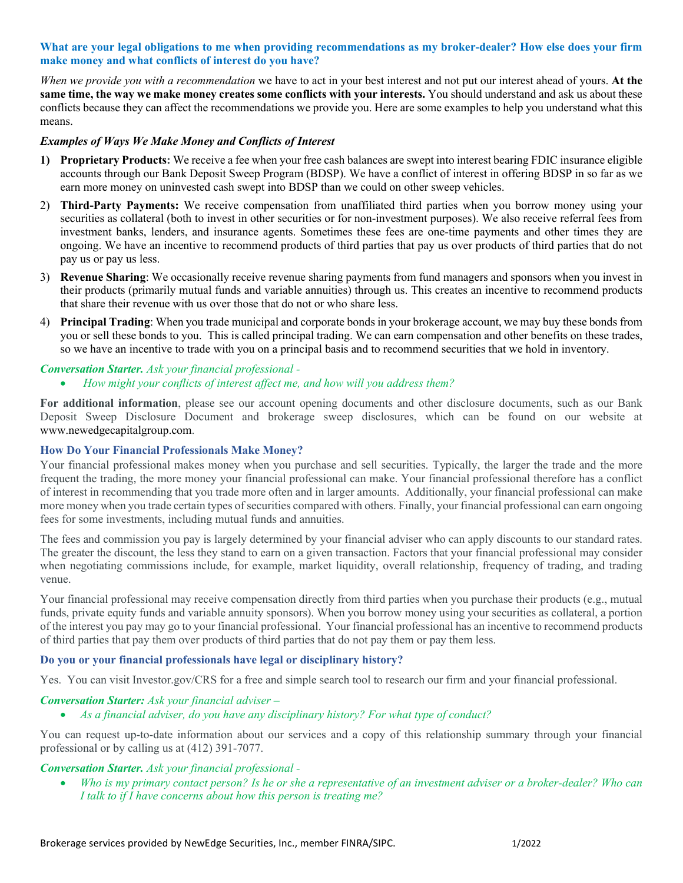### What are your legal obligations to me when providing recommendations as my broker-dealer? How else does your firm make money and what conflicts of interest do you have?

*When we provide you with a recommendation* we have to act in your best interest and not put our interest ahead of yours. **At the same time, the way we make money creates some conflicts with your interests.** You should understand and ask us about these conflicts because they can affect the recommendations we provide you. Here are some examples to help you understand what this means.

***Examples of Ways We Make Money and Conflicts of Interest***

1) **Proprietary Products:** We receive a fee when your free cash balances are swept into interest bearing FDIC insurance eligible accounts through our Bank Deposit Sweep Program (BDSP). We have a conflict of interest in offering BDSP in so far as we earn more money on uninvested cash swept into BDSP than we could on other sweep vehicles.
2) **Third-Party Payments:** We receive compensation from unaffiliated third parties when you borrow money using your securities as collateral (both to invest in other securities or for non-investment purposes). We also receive referral fees from investment banks, lenders, and insurance agents. Sometimes these fees are one-time payments and other times they are ongoing. We have an incentive to recommend products of third parties that pay us over products of third parties that do not pay us or pay us less.
3) **Revenue Sharing**: We occasionally receive revenue sharing payments from fund managers and sponsors when you invest in their products (primarily mutual funds and variable annuities) through us. This creates an incentive to recommend products that share their revenue with us over those that do not or who share less.
4) **Principal Trading**: When you trade municipal and corporate bonds in your brokerage account, we may buy these bonds from you or sell these bonds to you. This is called principal trading. We can earn compensation and other benefits on these trades, so we have an incentive to trade with you on a principal basis and to recommend securities that we hold in inventory.

***Conversation Starter.*** *Ask your financial professional -*

- *How might your conflicts of interest affect me, and how will you address them?*

**For additional information**, please see our account opening documents and other disclosure documents, such as our Bank Deposit Sweep Disclosure Document and brokerage sweep disclosures, which can be found on our website at www.newedgecapitalgroup.com.

### How Do Your Financial Professionals Make Money?

Your financial professional makes money when you purchase and sell securities. Typically, the larger the trade and the more frequent the trading, the more money your financial professional can make. Your financial professional therefore has a conflict of interest in recommending that you trade more often and in larger amounts. Additionally, your financial professional can make more money when you trade certain types of securities compared with others. Finally, your financial professional can earn ongoing fees for some investments, including mutual funds and annuities.

The fees and commission you pay is largely determined by your financial adviser who can apply discounts to our standard rates. The greater the discount, the less they stand to earn on a given transaction. Factors that your financial professional may consider when negotiating commissions include, for example, market liquidity, overall relationship, frequency of trading, and trading venue.

Your financial professional may receive compensation directly from third parties when you purchase their products (e.g., mutual funds, private equity funds and variable annuity sponsors). When you borrow money using your securities as collateral, a portion of the interest you pay may go to your financial professional. Your financial professional has an incentive to recommend products of third parties that pay them over products of third parties that do not pay them or pay them less.

### Do you or your financial professionals have legal or disciplinary history?

Yes. You can visit Investor.gov/CRS for a free and simple search tool to research our firm and your financial professional.

***Conversation Starter:*** *Ask your financial adviser –*

- *As a financial adviser, do you have any disciplinary history? For what type of conduct?*

You can request up-to-date information about our services and a copy of this relationship summary through your financial professional or by calling us at (412) 391-7077.

***Conversation Starter.*** *Ask your financial professional -*

- *Who is my primary contact person? Is he or she a representative of an investment adviser or a broker-dealer? Who can I talk to if I have concerns about how this person is treating me?*

Brokerage services provided by NewEdge Securities, Inc., member FINRA/SIPC. 1/2022